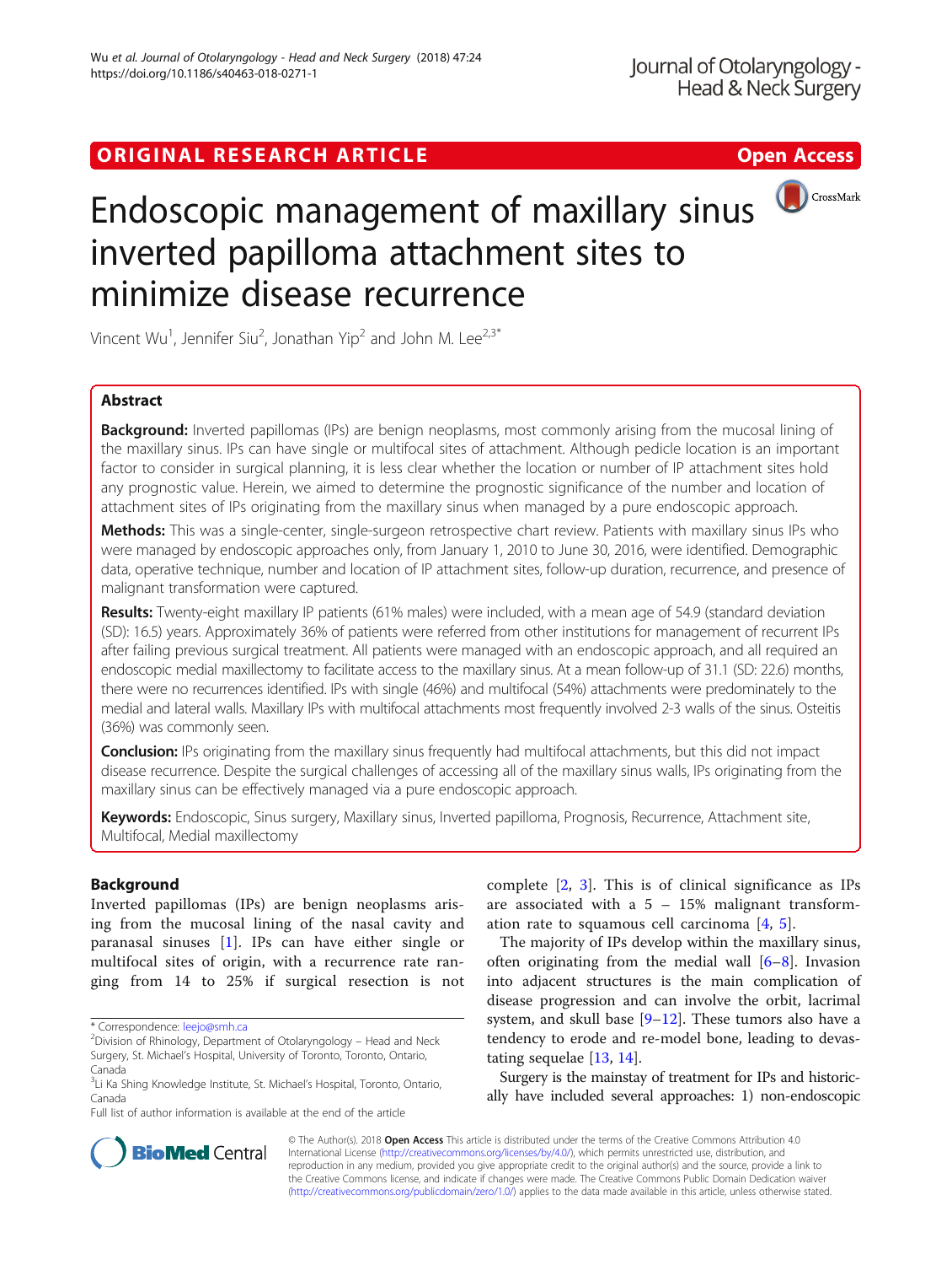ORIGINAL RESEARCH ARTICLE

Open Access

# Endoscopic management of maxillary sinus inverted papilloma attachment sites to minimize disease recurrence

Vincent Wu[1], Jennifer Siu[2], Jonathan Yip[2] and John M. Lee[2,3*]

## Abstract

**Background:** Inverted papillomas (IPs) are benign neoplasms, most commonly arising from the mucosal lining of the maxillary sinus. IPs can have single or multifocal sites of attachment. Although pedicle location is an important factor to consider in surgical planning, it is less clear whether the location or number of IP attachment sites hold any prognostic value. Herein, we aimed to determine the prognostic significance of the number and location of attachment sites of IPs originating from the maxillary sinus when managed by a pure endoscopic approach.

**Methods:** This was a single-center, single-surgeon retrospective chart review. Patients with maxillary sinus IPs who were managed by endoscopic approaches only, from January 1, 2010 to June 30, 2016, were identified. Demographic data, operative technique, number and location of IP attachment sites, follow-up duration, recurrence, and presence of malignant transformation were captured.

**Results:** Twenty-eight maxillary IP patients (61% males) were included, with a mean age of 54.9 (standard deviation (SD): 16.5) years. Approximately 36% of patients were referred from other institutions for management of recurrent IPs after failing previous surgical treatment. All patients were managed with an endoscopic approach, and all required an endoscopic medial maxillectomy to facilitate access to the maxillary sinus. At a mean follow-up of 31.1 (SD: 22.6) months, there were no recurrences identified. IPs with single (46%) and multifocal (54%) attachments were predominately to the medial and lateral walls. Maxillary IPs with multifocal attachments most frequently involved 2-3 walls of the sinus. Osteitis (36%) was commonly seen.

**Conclusion:** IPs originating from the maxillary sinus frequently had multifocal attachments, but this did not impact disease recurrence. Despite the surgical challenges of accessing all of the maxillary sinus walls, IPs originating from the maxillary sinus can be effectively managed via a pure endoscopic approach.

**Keywords:** Endoscopic, Sinus surgery, Maxillary sinus, Inverted papilloma, Prognosis, Recurrence, Attachment site, Multifocal, Medial maxillectomy

## Background

Inverted papillomas (IPs) are benign neoplasms arising from the mucosal lining of the nasal cavity and paranasal sinuses [1]. IPs can have either single or multifocal sites of origin, with a recurrence rate ranging from 14 to 25% if surgical resection is not complete [2, 3]. This is of clinical significance as IPs are associated with a 5 – 15% malignant transformation rate to squamous cell carcinoma [4, 5].

The majority of IPs develop within the maxillary sinus, often originating from the medial wall [6–8]. Invasion into adjacent structures is the main complication of disease progression and can involve the orbit, lacrimal system, and skull base [9–12]. These tumors also have a tendency to erode and re-model bone, leading to devastating sequelae [13, 14].

Surgery is the mainstay of treatment for IPs and historically have included several approaches: 1) non-endoscopic

\* Correspondence: leejo@smh.ca
[2]Division of Rhinology, Department of Otolaryngology – Head and Neck Surgery, St. Michael's Hospital, University of Toronto, Toronto, Ontario, Canada
[3]Li Ka Shing Knowledge Institute, St. Michael's Hospital, Toronto, Ontario, Canada
Full list of author information is available at the end of the article

© The Author(s). 2018 **Open Access** This article is distributed under the terms of the Creative Commons Attribution 4.0 International License (http://creativecommons.org/licenses/by/4.0/), which permits unrestricted use, distribution, and reproduction in any medium, provided you give appropriate credit to the original author(s) and the source, provide a link to the Creative Commons license, and indicate if changes were made. The Creative Commons Public Domain Dedication waiver (http://creativecommons.org/publicdomain/zero/1.0/) applies to the data made available in this article, unless otherwise stated.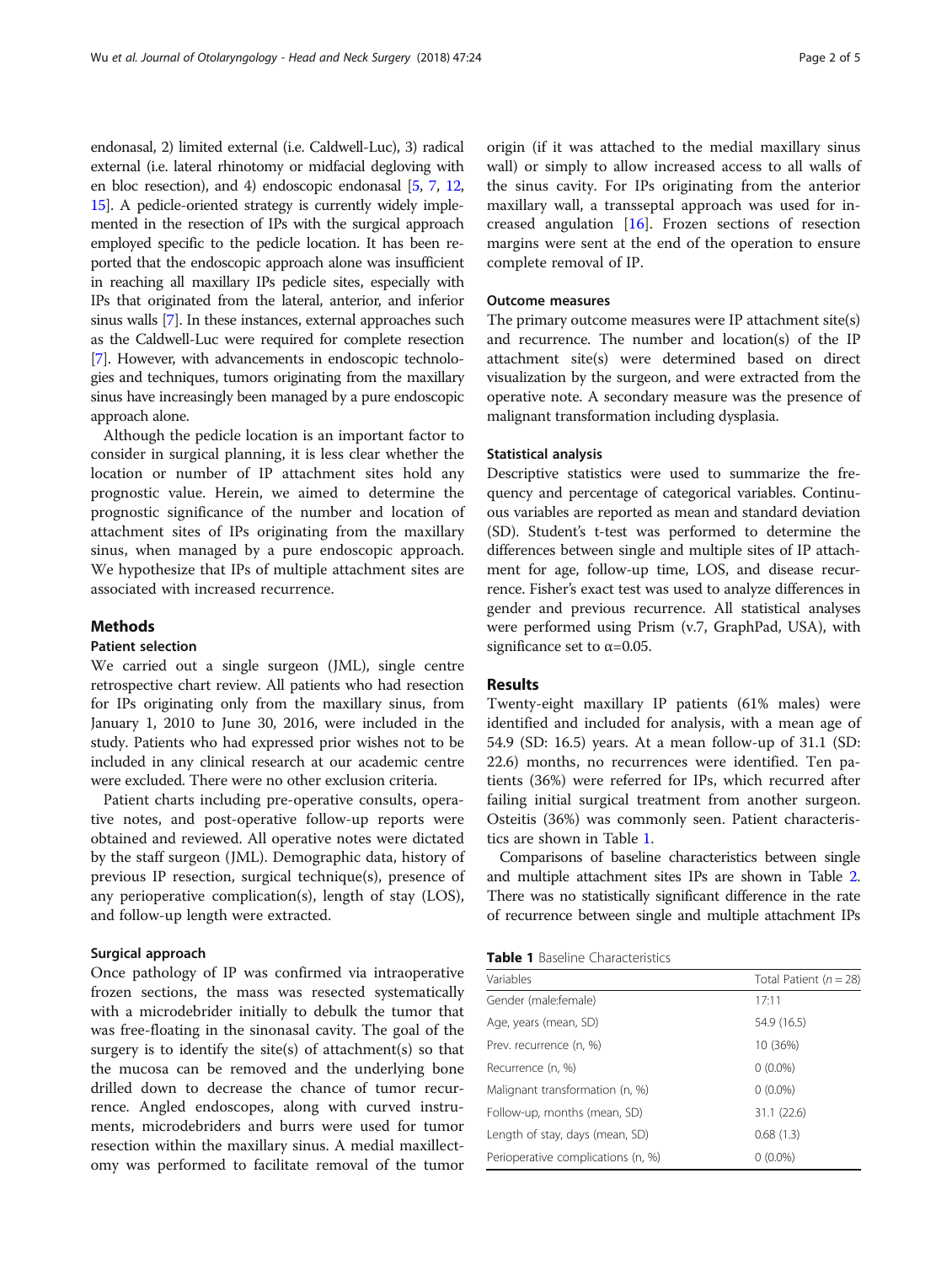endonasal, 2) limited external (i.e. Caldwell-Luc), 3) radical external (i.e. lateral rhinotomy or midfacial degloving with en bloc resection), and 4) endoscopic endonasal [5, 7, 12, 15]. A pedicle-oriented strategy is currently widely implemented in the resection of IPs with the surgical approach employed specific to the pedicle location. It has been reported that the endoscopic approach alone was insufficient in reaching all maxillary IPs pedicle sites, especially with IPs that originated from the lateral, anterior, and inferior sinus walls [7]. In these instances, external approaches such as the Caldwell-Luc were required for complete resection [7]. However, with advancements in endoscopic technologies and techniques, tumors originating from the maxillary sinus have increasingly been managed by a pure endoscopic approach alone.

Although the pedicle location is an important factor to consider in surgical planning, it is less clear whether the location or number of IP attachment sites hold any prognostic value. Herein, we aimed to determine the prognostic significance of the number and location of attachment sites of IPs originating from the maxillary sinus, when managed by a pure endoscopic approach. We hypothesize that IPs of multiple attachment sites are associated with increased recurrence.

## Methods

### Patient selection

We carried out a single surgeon (JML), single centre retrospective chart review. All patients who had resection for IPs originating only from the maxillary sinus, from January 1, 2010 to June 30, 2016, were included in the study. Patients who had expressed prior wishes not to be included in any clinical research at our academic centre were excluded. There were no other exclusion criteria.

Patient charts including pre-operative consults, operative notes, and post-operative follow-up reports were obtained and reviewed. All operative notes were dictated by the staff surgeon (JML). Demographic data, history of previous IP resection, surgical technique(s), presence of any perioperative complication(s), length of stay (LOS), and follow-up length were extracted.

### Surgical approach

Once pathology of IP was confirmed via intraoperative frozen sections, the mass was resected systematically with a microdebrider initially to debulk the tumor that was free-floating in the sinonasal cavity. The goal of the surgery is to identify the site(s) of attachment(s) so that the mucosa can be removed and the underlying bone drilled down to decrease the chance of tumor recurrence. Angled endoscopes, along with curved instruments, microdebriders and burrs were used for tumor resection within the maxillary sinus. A medial maxillectomy was performed to facilitate removal of the tumor origin (if it was attached to the medial maxillary sinus wall) or simply to allow increased access to all walls of the sinus cavity. For IPs originating from the anterior maxillary wall, a transseptal approach was used for increased angulation [16]. Frozen sections of resection margins were sent at the end of the operation to ensure complete removal of IP.

### Outcome measures

The primary outcome measures were IP attachment site(s) and recurrence. The number and location(s) of the IP attachment site(s) were determined based on direct visualization by the surgeon, and were extracted from the operative note. A secondary measure was the presence of malignant transformation including dysplasia.

### Statistical analysis

Descriptive statistics were used to summarize the frequency and percentage of categorical variables. Continuous variables are reported as mean and standard deviation (SD). Student's t-test was performed to determine the differences between single and multiple sites of IP attachment for age, follow-up time, LOS, and disease recurrence. Fisher's exact test was used to analyze differences in gender and previous recurrence. All statistical analyses were performed using Prism (v.7, GraphPad, USA), with significance set to $\alpha=0.05$.

## Results

Twenty-eight maxillary IP patients (61% males) were identified and included for analysis, with a mean age of 54.9 (SD: 16.5) years. At a mean follow-up of 31.1 (SD: 22.6) months, no recurrences were identified. Ten patients (36%) were referred for IPs, which recurred after failing initial surgical treatment from another surgeon. Osteitis (36%) was commonly seen. Patient characteristics are shown in Table 1.

Comparisons of baseline characteristics between single and multiple attachment sites IPs are shown in Table 2. There was no statistically significant difference in the rate of recurrence between single and multiple attachment IPs

**Table 1** Baseline Characteristics

| Variables | Total Patient ($n = 28$) |
|---|---|
| Gender (male:female) | 17:11 |
| Age, years (mean, SD) | 54.9 (16.5) |
| Prev. recurrence (n, %) | 10 (36%) |
| Recurrence (n, %) | 0 (0.0%) |
| Malignant transformation (n, %) | 0 (0.0%) |
| Follow-up, months (mean, SD) | 31.1 (22.6) |
| Length of stay, days (mean, SD) | 0.68 (1.3) |
| Perioperative complications (n, %) | 0 (0.0%) |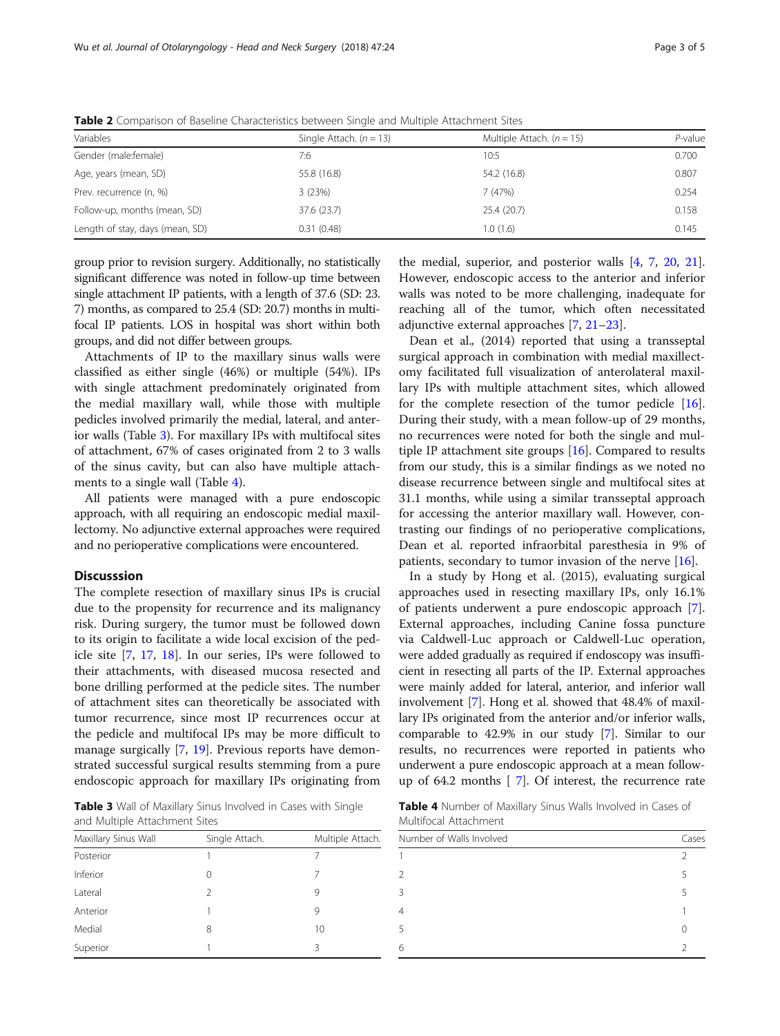**Table 2** Comparison of Baseline Characteristics between Single and Multiple Attachment Sites

| Variables | Single Attach. ($n = 13$) | Multiple Attach. ($n = 15$) | *P*-value |
|---|---|---|---|
| Gender (male:female) | 7:6 | 10:5 | 0.700 |
| Age, years (mean, SD) | 55.8 (16.8) | 54.2 (16.8) | 0.807 |
| Prev. recurrence (n, %) | 3 (23%) | 7 (47%) | 0.254 |
| Follow-up, months (mean, SD) | 37.6 (23.7) | 25.4 (20.7) | 0.158 |
| Length of stay, days (mean, SD) | 0.31 (0.48) | 1.0 (1.6) | 0.145 |

group prior to revision surgery. Additionally, no statistically significant difference was noted in follow-up time between single attachment IP patients, with a length of 37.6 (SD: 23.7) months, as compared to 25.4 (SD: 20.7) months in multifocal IP patients. LOS in hospital was short within both groups, and did not differ between groups.

Attachments of IP to the maxillary sinus walls were classified as either single (46%) or multiple (54%). IPs with single attachment predominately originated from the medial maxillary wall, while those with multiple pedicles involved primarily the medial, lateral, and anterior walls (Table 3). For maxillary IPs with multifocal sites of attachment, 67% of cases originated from 2 to 3 walls of the sinus cavity, but can also have multiple attachments to a single wall (Table 4).

All patients were managed with a pure endoscopic approach, with all requiring an endoscopic medial maxillectomy. No adjunctive external approaches were required and no perioperative complications were encountered.

## Discusssion

The complete resection of maxillary sinus IPs is crucial due to the propensity for recurrence and its malignancy risk. During surgery, the tumor must be followed down to its origin to facilitate a wide local excision of the pedicle site [7, 17, 18]. In our series, IPs were followed to their attachments, with diseased mucosa resected and bone drilling performed at the pedicle sites. The number of attachment sites can theoretically be associated with tumor recurrence, since most IP recurrences occur at the pedicle and multifocal IPs may be more difficult to manage surgically [7, 19]. Previous reports have demonstrated successful surgical results stemming from a pure endoscopic approach for maxillary IPs originating from the medial, superior, and posterior walls [4, 7, 20, 21]. However, endoscopic access to the anterior and inferior walls was noted to be more challenging, inadequate for reaching all of the tumor, which often necessitated adjunctive external approaches [7, 21–23].

Dean et al., (2014) reported that using a transseptal surgical approach in combination with medial maxillectomy facilitated full visualization of anterolateral maxillary IPs with multiple attachment sites, which allowed for the complete resection of the tumor pedicle [16]. During their study, with a mean follow-up of 29 months, no recurrences were noted for both the single and multiple IP attachment site groups [16]. Compared to results from our study, this is a similar findings as we noted no disease recurrence between single and multifocal sites at 31.1 months, while using a similar transseptal approach for accessing the anterior maxillary wall. However, contrasting our findings of no perioperative complications, Dean et al. reported infraorbital paresthesia in 9% of patients, secondary to tumor invasion of the nerve [16].

In a study by Hong et al. (2015), evaluating surgical approaches used in resecting maxillary IPs, only 16.1% of patients underwent a pure endoscopic approach [7]. External approaches, including Canine fossa puncture via Caldwell-Luc approach or Caldwell-Luc operation, were added gradually as required if endoscopy was insufficient in resecting all parts of the IP. External approaches were mainly added for lateral, anterior, and inferior wall involvement [7]. Hong et al. showed that 48.4% of maxillary IPs originated from the anterior and/or inferior walls, comparable to 42.9% in our study [7]. Similar to our results, no recurrences were reported in patients who underwent a pure endoscopic approach at a mean follow-up of 64.2 months [ 7]. Of interest, the recurrence rate

**Table 3** Wall of Maxillary Sinus Involved in Cases with Single and Multiple Attachment Sites

| Maxillary Sinus Wall | Single Attach. | Multiple Attach. |
|---|---|---|
| Posterior | 1 | 7 |
| Inferior | 0 | 7 |
| Lateral | 2 | 9 |
| Anterior | 1 | 9 |
| Medial | 8 | 10 |
| Superior | 1 | 3 |

**Table 4** Number of Maxillary Sinus Walls Involved in Cases of Multifocal Attachment

| Number of Walls Involved | Cases |
|---|---|
| 1 | 2 |
| 2 | 5 |
| 3 | 5 |
| 4 | 1 |
| 5 | 0 |
| 6 | 2 |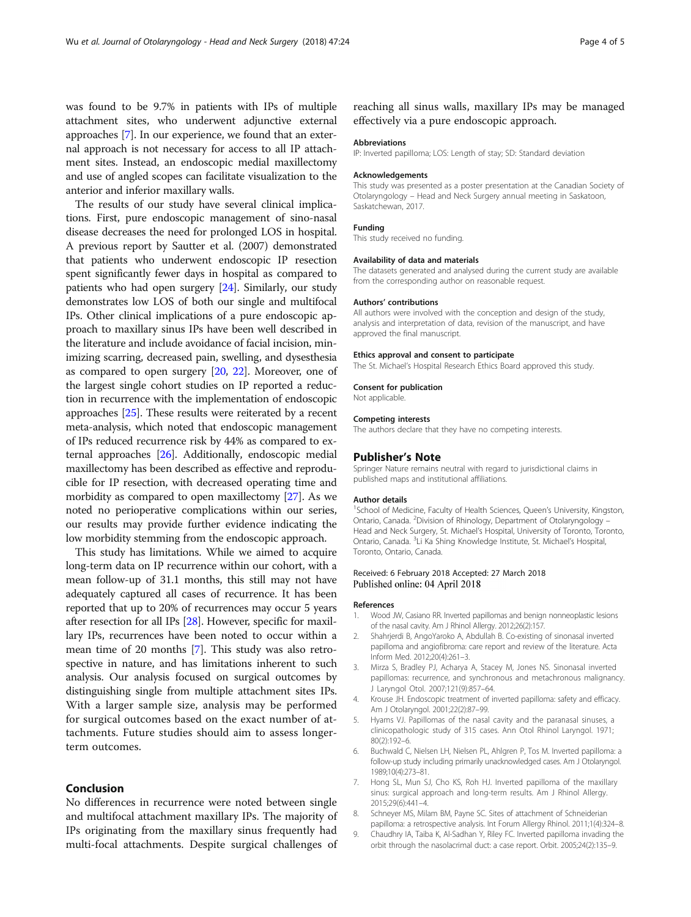was found to be 9.7% in patients with IPs of multiple attachment sites, who underwent adjunctive external approaches [7]. In our experience, we found that an external approach is not necessary for access to all IP attachment sites. Instead, an endoscopic medial maxillectomy and use of angled scopes can facilitate visualization to the anterior and inferior maxillary walls.

The results of our study have several clinical implications. First, pure endoscopic management of sino-nasal disease decreases the need for prolonged LOS in hospital. A previous report by Sautter et al. (2007) demonstrated that patients who underwent endoscopic IP resection spent significantly fewer days in hospital as compared to patients who had open surgery [24]. Similarly, our study demonstrates low LOS of both our single and multifocal IPs. Other clinical implications of a pure endoscopic approach to maxillary sinus IPs have been well described in the literature and include avoidance of facial incision, minimizing scarring, decreased pain, swelling, and dysesthesia as compared to open surgery [20, 22]. Moreover, one of the largest single cohort studies on IP reported a reduction in recurrence with the implementation of endoscopic approaches [25]. These results were reiterated by a recent meta-analysis, which noted that endoscopic management of IPs reduced recurrence risk by 44% as compared to external approaches [26]. Additionally, endoscopic medial maxillectomy has been described as effective and reproducible for IP resection, with decreased operating time and morbidity as compared to open maxillectomy [27]. As we noted no perioperative complications within our series, our results may provide further evidence indicating the low morbidity stemming from the endoscopic approach.

This study has limitations. While we aimed to acquire long-term data on IP recurrence within our cohort, with a mean follow-up of 31.1 months, this still may not have adequately captured all cases of recurrence. It has been reported that up to 20% of recurrences may occur 5 years after resection for all IPs [28]. However, specific for maxillary IPs, recurrences have been noted to occur within a mean time of 20 months [7]. This study was also retrospective in nature, and has limitations inherent to such analysis. Our analysis focused on surgical outcomes by distinguishing single from multiple attachment sites IPs. With a larger sample size, analysis may be performed for surgical outcomes based on the exact number of attachments. Future studies should aim to assess longer-term outcomes.

## Conclusion

No differences in recurrence were noted between single and multifocal attachment maxillary IPs. The majority of IPs originating from the maxillary sinus frequently had multi-focal attachments. Despite surgical challenges of reaching all sinus walls, maxillary IPs may be managed effectively via a pure endoscopic approach.

#### Abbreviations
IP: Inverted papilloma; LOS: Length of stay; SD: Standard deviation

#### Acknowledgements
This study was presented as a poster presentation at the Canadian Society of Otolaryngology – Head and Neck Surgery annual meeting in Saskatoon, Saskatchewan, 2017.

#### Funding
This study received no funding.

#### Availability of data and materials
The datasets generated and analysed during the current study are available from the corresponding author on reasonable request.

#### Authors' contributions
All authors were involved with the conception and design of the study, analysis and interpretation of data, revision of the manuscript, and have approved the final manuscript.

#### Ethics approval and consent to participate
The St. Michael's Hospital Research Ethics Board approved this study.

#### Consent for publication
Not applicable.

#### Competing interests
The authors declare that they have no competing interests.

## Publisher's Note

Springer Nature remains neutral with regard to jurisdictional claims in published maps and institutional affiliations.

#### Author details
[1]School of Medicine, Faculty of Health Sciences, Queen's University, Kingston, Ontario, Canada. [2]Division of Rhinology, Department of Otolaryngology – Head and Neck Surgery, St. Michael's Hospital, University of Toronto, Toronto, Ontario, Canada. [3]Li Ka Shing Knowledge Institute, St. Michael's Hospital, Toronto, Ontario, Canada.

Received: 6 February 2018 Accepted: 27 March 2018
Published online: 04 April 2018

#### References
1. Wood JW, Casiano RR. Inverted papillomas and benign nonneoplastic lesions of the nasal cavity. Am J Rhinol Allergy. 2012;26(2):157.
2. Shahrjerdi B, AngoYaroko A, Abdullah B. Co-existing of sinonasal inverted papilloma and angiofibroma: care report and review of the literature. Acta Inform Med. 2012;20(4):261–3.
3. Mirza S, Bradley PJ, Acharya A, Stacey M, Jones NS. Sinonasal inverted papillomas: recurrence, and synchronous and metachronous malignancy. J Laryngol Otol. 2007;121(9):857–64.
4. Krouse JH. Endoscopic treatment of inverted papilloma: safety and efficacy. Am J Otolaryngol. 2001;22(2):87–99.
5. Hyams VJ. Papillomas of the nasal cavity and the paranasal sinuses, a clinicopathologic study of 315 cases. Ann Otol Rhinol Laryngol. 1971; 80(2):192–6.
6. Buchwald C, Nielsen LH, Nielsen PL, Ahlgren P, Tos M. Inverted papilloma: a follow-up study including primarily unacknowledged cases. Am J Otolaryngol. 1989;10(4):273–81.
7. Hong SL, Mun SJ, Cho KS, Roh HJ. Inverted papilloma of the maxillary sinus: surgical approach and long-term results. Am J Rhinol Allergy. 2015;29(6):441–4.
8. Schneyer MS, Milam BM, Payne SC. Sites of attachment of Schneiderian papilloma: a retrospective analysis. Int Forum Allergy Rhinol. 2011;1(4):324–8.
9. Chaudhry IA, Taiba K, Al-Sadhan Y, Riley FC. Inverted papilloma invading the orbit through the nasolacrimal duct: a case report. Orbit. 2005;24(2):135–9.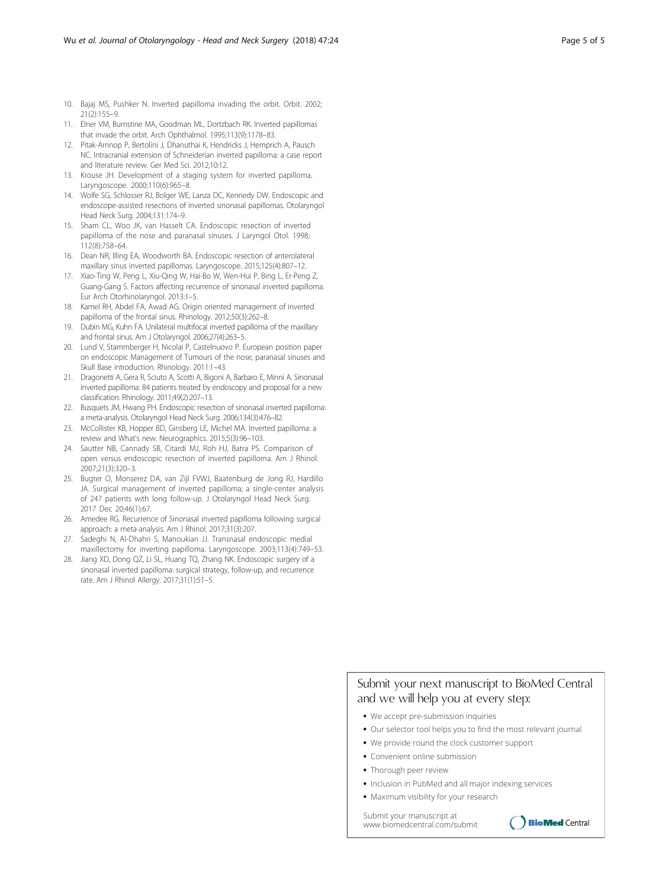10. Bajaj MS, Pushker N. Inverted papilloma invading the orbit. Orbit. 2002; 21(2):155–9.
11. Elner VM, Burnstine MA, Goodman ML, Dortzbach RK. Inverted papillomas that invade the orbit. Arch Ophthalmol. 1995;113(9):1178–83.
12. Pitak-Arnnop P, Bertolini J, Dhanuthai K, Hendricks J, Hemprich A, Pausch NC. Intracranial extension of Schneiderian inverted papilloma: a case report and literature review. Ger Med Sci. 2012;10:12.
13. Krouse JH. Development of a staging system for inverted papilloma. Laryngoscope. 2000;110(6):965–8.
14. Wolfe SG, Schlosser RJ, Bolger WE, Lanza DC, Kennedy DW. Endoscopic and endoscope-assisted resections of inverted sinonasal papillomas. Otolaryngol Head Neck Surg. 2004;131:174–9.
15. Sham CL, Woo JK, van Hasselt CA. Endoscopic resection of inverted papilloma of the nose and paranasal sinuses. J Laryngol Otol. 1998; 112(8):758–64.
16. Dean NR, Illing EA, Woodworth BA. Endoscopic resection of anterolateral maxillary sinus inverted papillomas. Laryngoscope. 2015;125(4):807–12.
17. Xiao-Ting W, Peng L, Xiu-Qing W, Hai-Bo W, Wen-Hui P, Bing L, Er-Peng Z, Guang-Gang S. Factors affecting recurrence of sinonasal inverted papilloma. Eur Arch Otorhinolaryngol. 2013:1–5.
18. Kamel RH, Abdel FA, Awad AG. Origin oriented management of inverted papilloma of the frontal sinus. Rhinology. 2012;50(3):262–8.
19. Dubin MG, Kuhn FA. Unilateral multifocal inverted papilloma of the maxillary and frontal sinus. Am J Otolaryngol. 2006;27(4):263–5.
20. Lund V, Stammberger H, Nicolai P, Castelnuovo P. European position paper on endoscopic Management of Tumours of the nose, paranasal sinuses and Skull Base introduction. Rhinology. 2011:1–43.
21. Dragonetti A, Gera R, Sciuto A, Scotti A, Bigoni A, Barbaro E, Minni A. Sinonasal inverted papilloma: 84 patients treated by endoscopy and proposal for a new classification. Rhinology. 2011;49(2):207–13.
22. Busquets JM, Hwang PH. Endoscopic resection of sinonasal inverted papilloma: a meta-analysis. Otolaryngol Head Neck Surg. 2006;134(3):476–82.
23. McCollister KB, Hopper BD, Ginsberg LE, Michel MA. Inverted papilloma: a review and What's new. Neurographics. 2015;5(3):96–103.
24. Sautter NB, Cannady SB, Citardi MJ, Roh HJ, Batra PS. Comparison of open versus endoscopic resection of inverted papilloma. Am J Rhinol. 2007;21(3):320–3.
25. Bugter O, Monserez DA, van Zijl FVWJ, Baatenburg de Jong RJ, Hardillo JA. Surgical management of inverted papilloma; a single-center analysis of 247 patients with long follow-up. J Otolaryngol Head Neck Surg. 2017 Dec 20;46(1):67.
26. Amedee RG. Recurrence of Sinonasal inverted papilloma following surgical approach: a meta-analysis. Am J Rhinol. 2017;31(3):207.
27. Sadeghi N, Al-Dhahri S, Manoukian JJ. Transnasal endoscopic medial maxillectomy for inverting papilloma. Laryngoscope. 2003;113(4):749–53.
28. Jiang XD, Dong QZ, Li SL, Huang TQ, Zhang NK. Endoscopic surgery of a sinonasal inverted papilloma: surgical strategy, follow-up, and recurrence rate. Am J Rhinol Allergy. 2017;31(1):51–5.

Submit your next manuscript to BioMed Central and we will help you at every step:

- We accept pre-submission inquiries
- Our selector tool helps you to find the most relevant journal
- We provide round the clock customer support
- Convenient online submission
- Thorough peer review
- Inclusion in PubMed and all major indexing services
- Maximum visibility for your research

Submit your manuscript at
www.biomedcentral.com/submit

BioMed Central